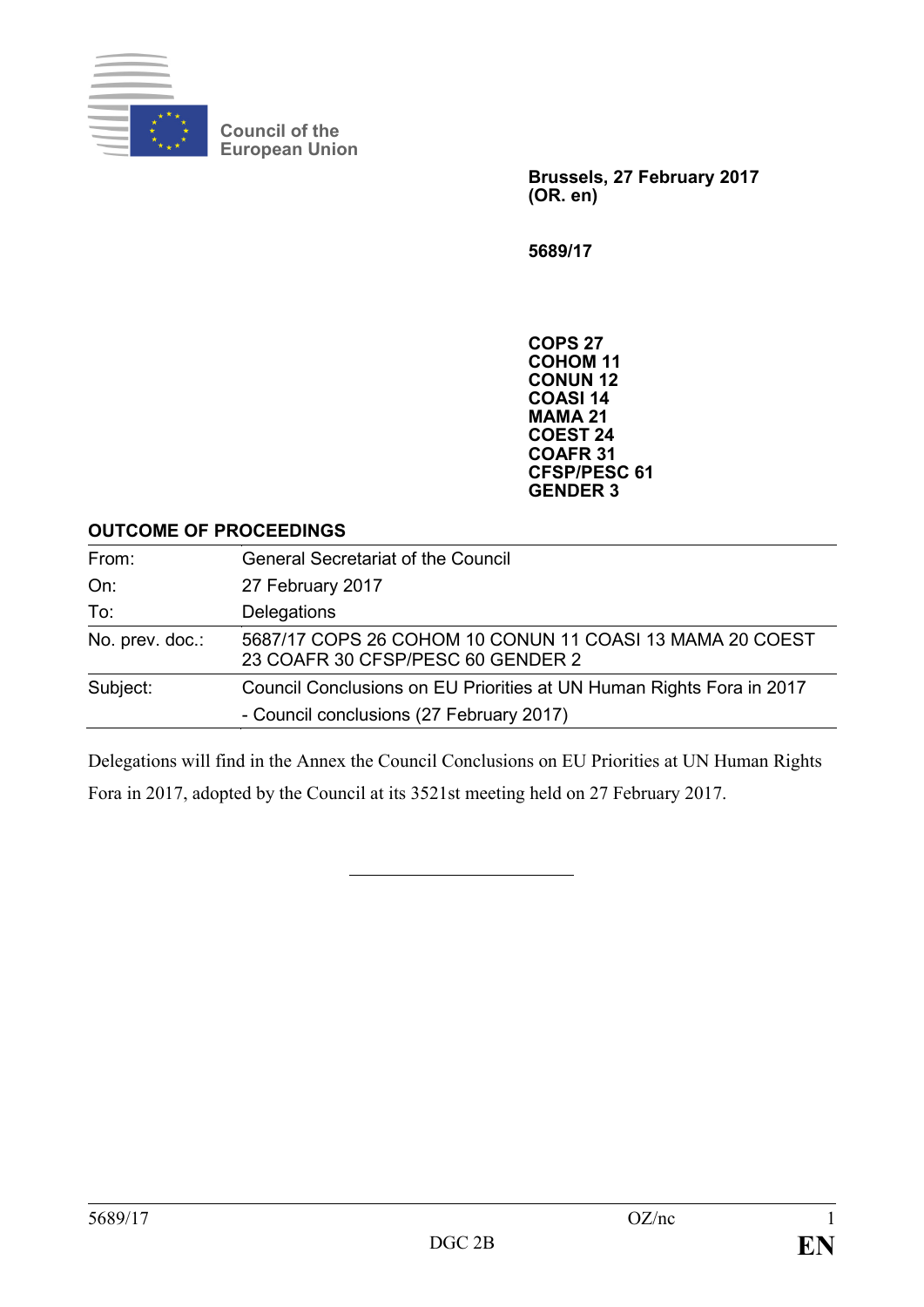Council of the European Union

**Brussels, 27 February 2017**
**(OR. en)**

**5689/17**

**COPS 27**
**COHOM 11**
**CONUN 12**
**COASI 14**
**MAMA 21**
**COEST 24**
**COAFR 31**
**CFSP/PESC 61**
**GENDER 3**

**OUTCOME OF PROCEEDINGS**

| | |
|---|---|
| From: | General Secretariat of the Council |
| On: | 27 February 2017 |
| To: | Delegations |
| No. prev. doc.: | 5687/17 COPS 26 COHOM 10 CONUN 11 COASI 13 MAMA 20 COEST 23 COAFR 30 CFSP/PESC 60 GENDER 2 |
| Subject: | Council Conclusions on EU Priorities at UN Human Rights Fora in 2017<br>- Council conclusions (27 February 2017) |

Delegations will find in the Annex the Council Conclusions on EU Priorities at UN Human Rights Fora in 2017, adopted by the Council at its 3521st meeting held on 27 February 2017.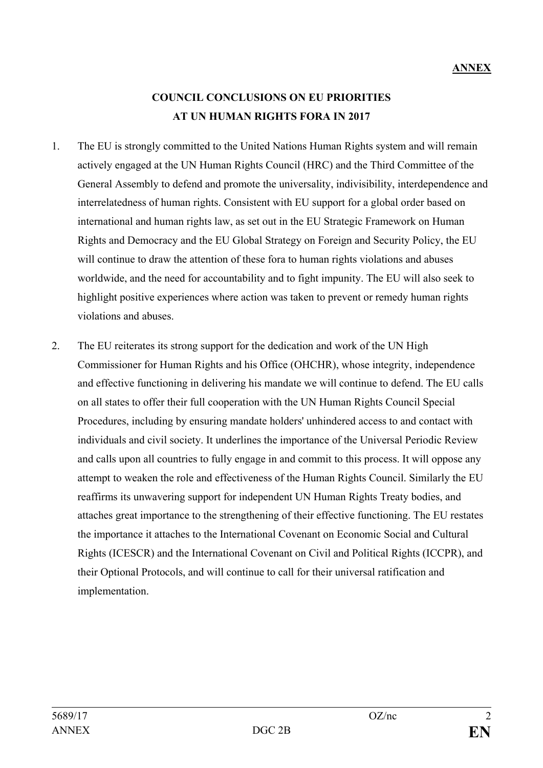**ANNEX**

# COUNCIL CONCLUSIONS ON EU PRIORITIES AT UN HUMAN RIGHTS FORA IN 2017

1. The EU is strongly committed to the United Nations Human Rights system and will remain actively engaged at the UN Human Rights Council (HRC) and the Third Committee of the General Assembly to defend and promote the universality, indivisibility, interdependence and interrelatedness of human rights. Consistent with EU support for a global order based on international and human rights law, as set out in the EU Strategic Framework on Human Rights and Democracy and the EU Global Strategy on Foreign and Security Policy, the EU will continue to draw the attention of these fora to human rights violations and abuses worldwide, and the need for accountability and to fight impunity. The EU will also seek to highlight positive experiences where action was taken to prevent or remedy human rights violations and abuses.

2. The EU reiterates its strong support for the dedication and work of the UN High Commissioner for Human Rights and his Office (OHCHR), whose integrity, independence and effective functioning in delivering his mandate we will continue to defend. The EU calls on all states to offer their full cooperation with the UN Human Rights Council Special Procedures, including by ensuring mandate holders' unhindered access to and contact with individuals and civil society. It underlines the importance of the Universal Periodic Review and calls upon all countries to fully engage in and commit to this process. It will oppose any attempt to weaken the role and effectiveness of the Human Rights Council. Similarly the EU reaffirms its unwavering support for independent UN Human Rights Treaty bodies, and attaches great importance to the strengthening of their effective functioning. The EU restates the importance it attaches to the International Covenant on Economic Social and Cultural Rights (ICESCR) and the International Covenant on Civil and Political Rights (ICCPR), and their Optional Protocols, and will continue to call for their universal ratification and implementation.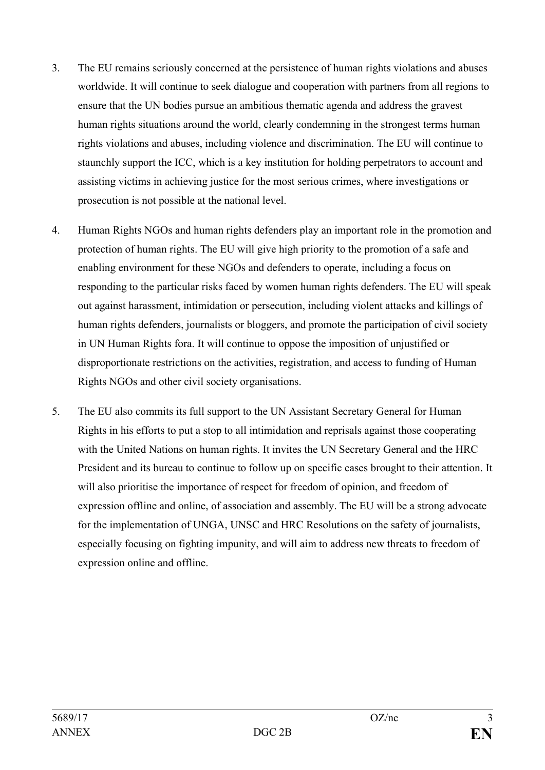3. The EU remains seriously concerned at the persistence of human rights violations and abuses worldwide. It will continue to seek dialogue and cooperation with partners from all regions to ensure that the UN bodies pursue an ambitious thematic agenda and address the gravest human rights situations around the world, clearly condemning in the strongest terms human rights violations and abuses, including violence and discrimination. The EU will continue to staunchly support the ICC, which is a key institution for holding perpetrators to account and assisting victims in achieving justice for the most serious crimes, where investigations or prosecution is not possible at the national level.

4. Human Rights NGOs and human rights defenders play an important role in the promotion and protection of human rights. The EU will give high priority to the promotion of a safe and enabling environment for these NGOs and defenders to operate, including a focus on responding to the particular risks faced by women human rights defenders. The EU will speak out against harassment, intimidation or persecution, including violent attacks and killings of human rights defenders, journalists or bloggers, and promote the participation of civil society in UN Human Rights fora. It will continue to oppose the imposition of unjustified or disproportionate restrictions on the activities, registration, and access to funding of Human Rights NGOs and other civil society organisations.

5. The EU also commits its full support to the UN Assistant Secretary General for Human Rights in his efforts to put a stop to all intimidation and reprisals against those cooperating with the United Nations on human rights. It invites the UN Secretary General and the HRC President and its bureau to continue to follow up on specific cases brought to their attention. It will also prioritise the importance of respect for freedom of opinion, and freedom of expression offline and online, of association and assembly. The EU will be a strong advocate for the implementation of UNGA, UNSC and HRC Resolutions on the safety of journalists, especially focusing on fighting impunity, and will aim to address new threats to freedom of expression online and offline.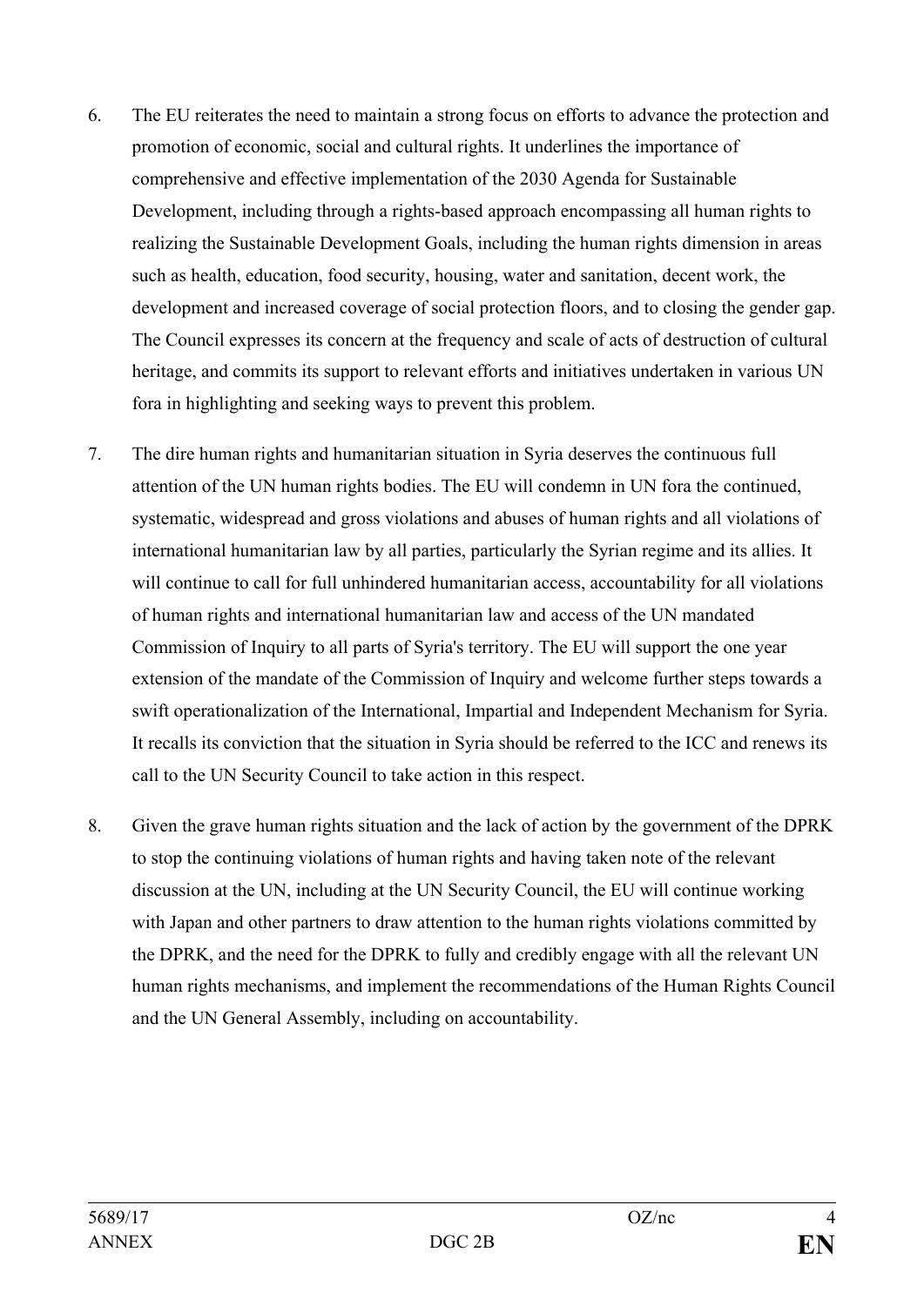6. The EU reiterates the need to maintain a strong focus on efforts to advance the protection and promotion of economic, social and cultural rights. It underlines the importance of comprehensive and effective implementation of the 2030 Agenda for Sustainable Development, including through a rights-based approach encompassing all human rights to realizing the Sustainable Development Goals, including the human rights dimension in areas such as health, education, food security, housing, water and sanitation, decent work, the development and increased coverage of social protection floors, and to closing the gender gap. The Council expresses its concern at the frequency and scale of acts of destruction of cultural heritage, and commits its support to relevant efforts and initiatives undertaken in various UN fora in highlighting and seeking ways to prevent this problem.

7. The dire human rights and humanitarian situation in Syria deserves the continuous full attention of the UN human rights bodies. The EU will condemn in UN fora the continued, systematic, widespread and gross violations and abuses of human rights and all violations of international humanitarian law by all parties, particularly the Syrian regime and its allies. It will continue to call for full unhindered humanitarian access, accountability for all violations of human rights and international humanitarian law and access of the UN mandated Commission of Inquiry to all parts of Syria's territory. The EU will support the one year extension of the mandate of the Commission of Inquiry and welcome further steps towards a swift operationalization of the International, Impartial and Independent Mechanism for Syria. It recalls its conviction that the situation in Syria should be referred to the ICC and renews its call to the UN Security Council to take action in this respect.

8. Given the grave human rights situation and the lack of action by the government of the DPRK to stop the continuing violations of human rights and having taken note of the relevant discussion at the UN, including at the UN Security Council, the EU will continue working with Japan and other partners to draw attention to the human rights violations committed by the DPRK, and the need for the DPRK to fully and credibly engage with all the relevant UN human rights mechanisms, and implement the recommendations of the Human Rights Council and the UN General Assembly, including on accountability.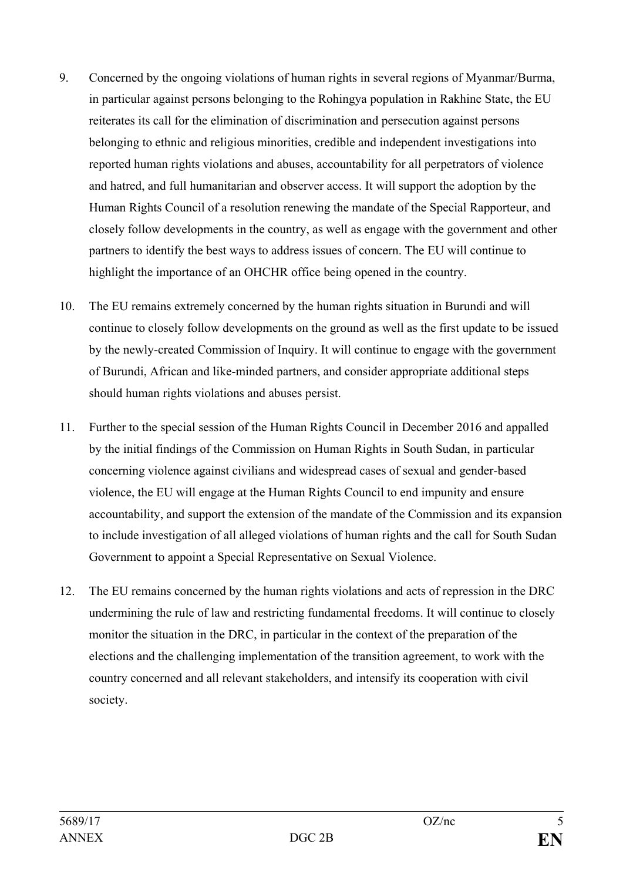9. Concerned by the ongoing violations of human rights in several regions of Myanmar/Burma, in particular against persons belonging to the Rohingya population in Rakhine State, the EU reiterates its call for the elimination of discrimination and persecution against persons belonging to ethnic and religious minorities, credible and independent investigations into reported human rights violations and abuses, accountability for all perpetrators of violence and hatred, and full humanitarian and observer access. It will support the adoption by the Human Rights Council of a resolution renewing the mandate of the Special Rapporteur, and closely follow developments in the country, as well as engage with the government and other partners to identify the best ways to address issues of concern. The EU will continue to highlight the importance of an OHCHR office being opened in the country.

10. The EU remains extremely concerned by the human rights situation in Burundi and will continue to closely follow developments on the ground as well as the first update to be issued by the newly-created Commission of Inquiry. It will continue to engage with the government of Burundi, African and like-minded partners, and consider appropriate additional steps should human rights violations and abuses persist.

11. Further to the special session of the Human Rights Council in December 2016 and appalled by the initial findings of the Commission on Human Rights in South Sudan, in particular concerning violence against civilians and widespread cases of sexual and gender-based violence, the EU will engage at the Human Rights Council to end impunity and ensure accountability, and support the extension of the mandate of the Commission and its expansion to include investigation of all alleged violations of human rights and the call for South Sudan Government to appoint a Special Representative on Sexual Violence.

12. The EU remains concerned by the human rights violations and acts of repression in the DRC undermining the rule of law and restricting fundamental freedoms. It will continue to closely monitor the situation in the DRC, in particular in the context of the preparation of the elections and the challenging implementation of the transition agreement, to work with the country concerned and all relevant stakeholders, and intensify its cooperation with civil society.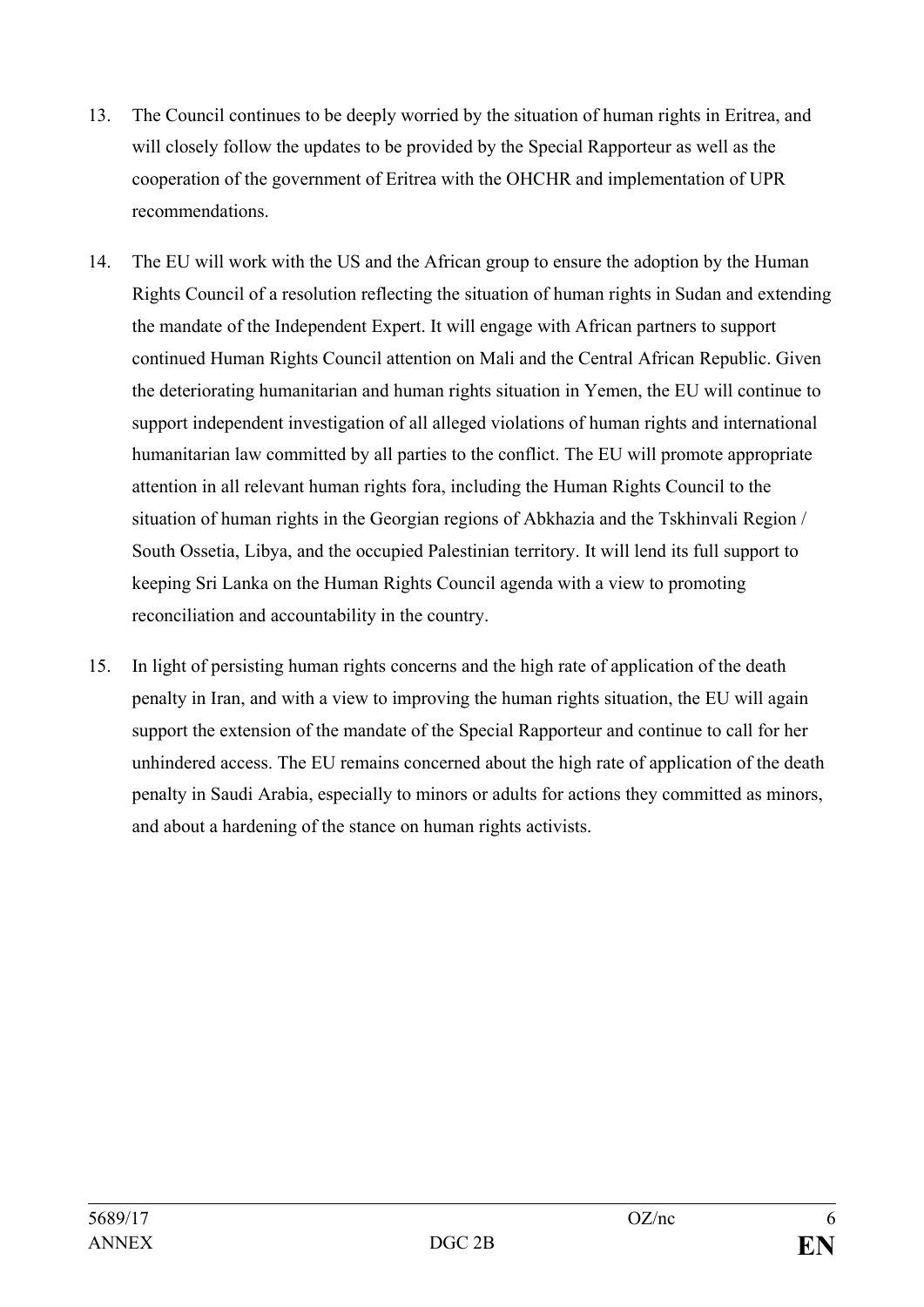13. The Council continues to be deeply worried by the situation of human rights in Eritrea, and will closely follow the updates to be provided by the Special Rapporteur as well as the cooperation of the government of Eritrea with the OHCHR and implementation of UPR recommendations.

14. The EU will work with the US and the African group to ensure the adoption by the Human Rights Council of a resolution reflecting the situation of human rights in Sudan and extending the mandate of the Independent Expert. It will engage with African partners to support continued Human Rights Council attention on Mali and the Central African Republic. Given the deteriorating humanitarian and human rights situation in Yemen, the EU will continue to support independent investigation of all alleged violations of human rights and international humanitarian law committed by all parties to the conflict. The EU will promote appropriate attention in all relevant human rights fora, including the Human Rights Council to the situation of human rights in the Georgian regions of Abkhazia and the Tskhinvali Region / South Ossetia, Libya, and the occupied Palestinian territory. It will lend its full support to keeping Sri Lanka on the Human Rights Council agenda with a view to promoting reconciliation and accountability in the country.

15. In light of persisting human rights concerns and the high rate of application of the death penalty in Iran, and with a view to improving the human rights situation, the EU will again support the extension of the mandate of the Special Rapporteur and continue to call for her unhindered access. The EU remains concerned about the high rate of application of the death penalty in Saudi Arabia, especially to minors or adults for actions they committed as minors, and about a hardening of the stance on human rights activists.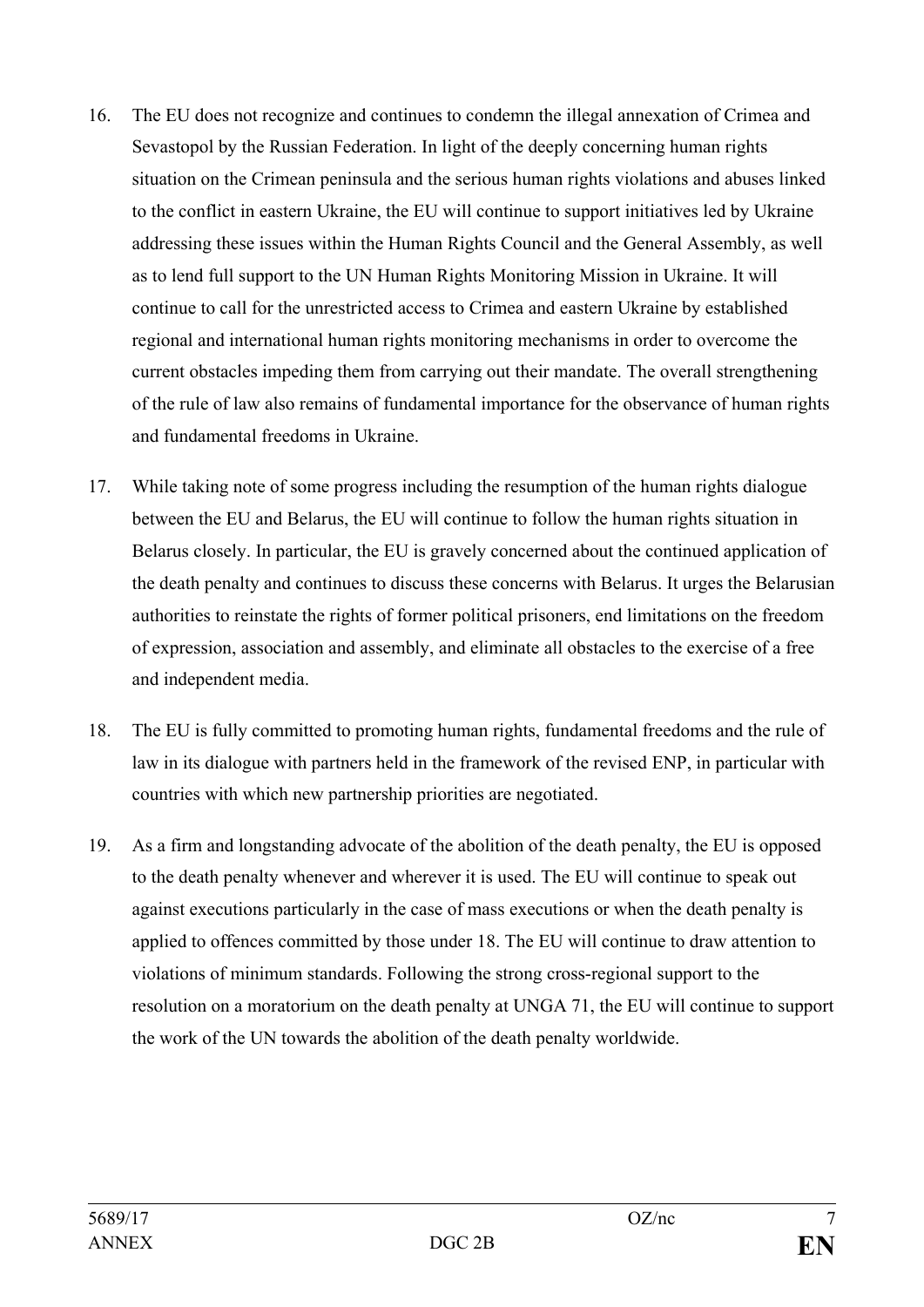16. The EU does not recognize and continues to condemn the illegal annexation of Crimea and Sevastopol by the Russian Federation. In light of the deeply concerning human rights situation on the Crimean peninsula and the serious human rights violations and abuses linked to the conflict in eastern Ukraine, the EU will continue to support initiatives led by Ukraine addressing these issues within the Human Rights Council and the General Assembly, as well as to lend full support to the UN Human Rights Monitoring Mission in Ukraine. It will continue to call for the unrestricted access to Crimea and eastern Ukraine by established regional and international human rights monitoring mechanisms in order to overcome the current obstacles impeding them from carrying out their mandate. The overall strengthening of the rule of law also remains of fundamental importance for the observance of human rights and fundamental freedoms in Ukraine.

17. While taking note of some progress including the resumption of the human rights dialogue between the EU and Belarus, the EU will continue to follow the human rights situation in Belarus closely. In particular, the EU is gravely concerned about the continued application of the death penalty and continues to discuss these concerns with Belarus. It urges the Belarusian authorities to reinstate the rights of former political prisoners, end limitations on the freedom of expression, association and assembly, and eliminate all obstacles to the exercise of a free and independent media.

18. The EU is fully committed to promoting human rights, fundamental freedoms and the rule of law in its dialogue with partners held in the framework of the revised ENP, in particular with countries with which new partnership priorities are negotiated.

19. As a firm and longstanding advocate of the abolition of the death penalty, the EU is opposed to the death penalty whenever and wherever it is used. The EU will continue to speak out against executions particularly in the case of mass executions or when the death penalty is applied to offences committed by those under 18. The EU will continue to draw attention to violations of minimum standards. Following the strong cross-regional support to the resolution on a moratorium on the death penalty at UNGA 71, the EU will continue to support the work of the UN towards the abolition of the death penalty worldwide.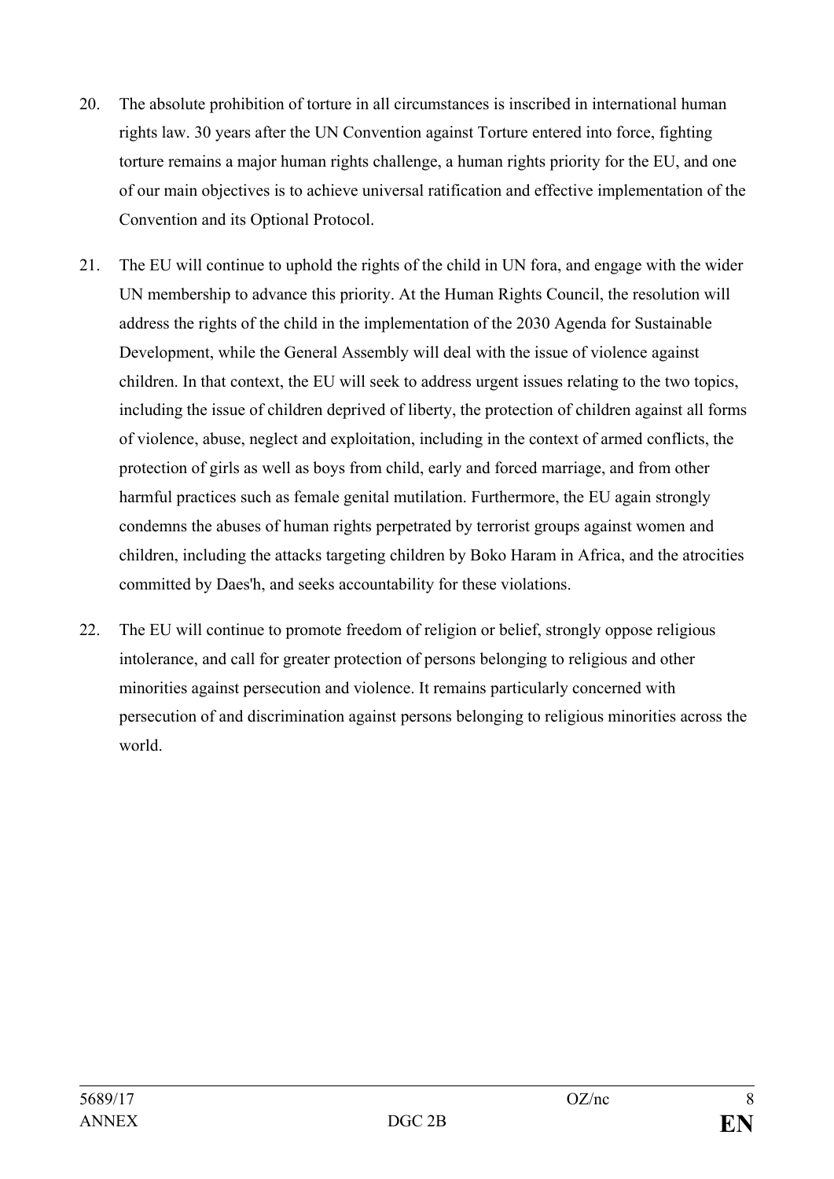20. The absolute prohibition of torture in all circumstances is inscribed in international human rights law. 30 years after the UN Convention against Torture entered into force, fighting torture remains a major human rights challenge, a human rights priority for the EU, and one of our main objectives is to achieve universal ratification and effective implementation of the Convention and its Optional Protocol.

21. The EU will continue to uphold the rights of the child in UN fora, and engage with the wider UN membership to advance this priority. At the Human Rights Council, the resolution will address the rights of the child in the implementation of the 2030 Agenda for Sustainable Development, while the General Assembly will deal with the issue of violence against children. In that context, the EU will seek to address urgent issues relating to the two topics, including the issue of children deprived of liberty, the protection of children against all forms of violence, abuse, neglect and exploitation, including in the context of armed conflicts, the protection of girls as well as boys from child, early and forced marriage, and from other harmful practices such as female genital mutilation. Furthermore, the EU again strongly condemns the abuses of human rights perpetrated by terrorist groups against women and children, including the attacks targeting children by Boko Haram in Africa, and the atrocities committed by Daes'h, and seeks accountability for these violations.

22. The EU will continue to promote freedom of religion or belief, strongly oppose religious intolerance, and call for greater protection of persons belonging to religious and other minorities against persecution and violence. It remains particularly concerned with persecution of and discrimination against persons belonging to religious minorities across the world.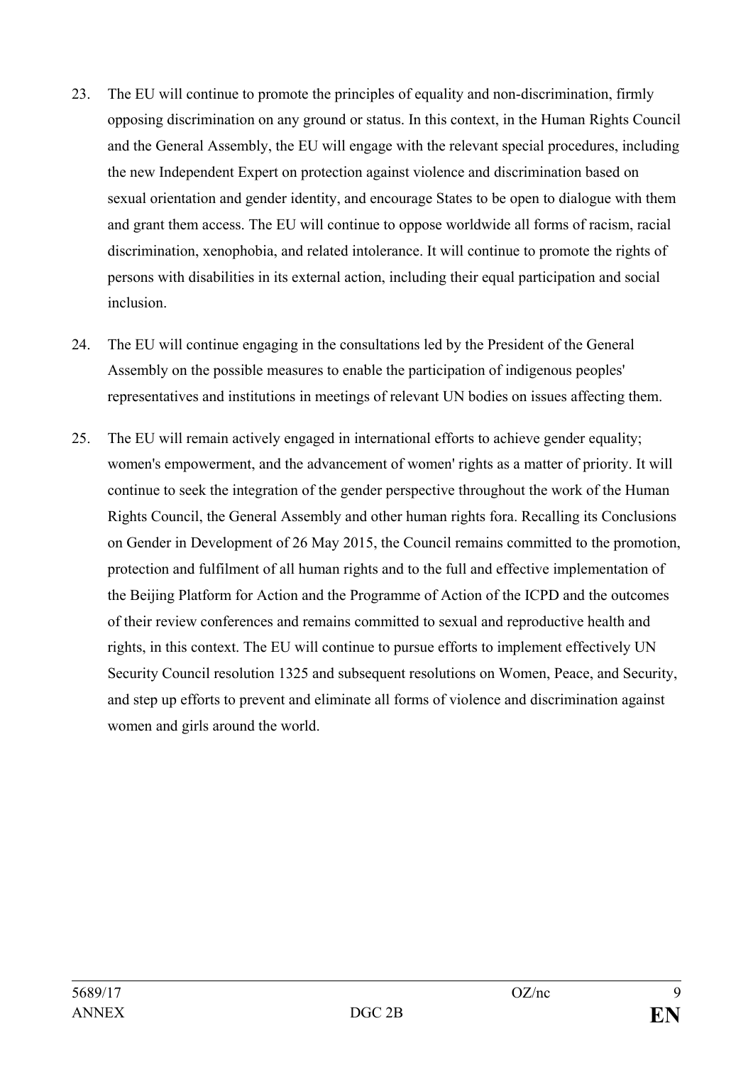23. The EU will continue to promote the principles of equality and non-discrimination, firmly opposing discrimination on any ground or status. In this context, in the Human Rights Council and the General Assembly, the EU will engage with the relevant special procedures, including the new Independent Expert on protection against violence and discrimination based on sexual orientation and gender identity, and encourage States to be open to dialogue with them and grant them access. The EU will continue to oppose worldwide all forms of racism, racial discrimination, xenophobia, and related intolerance. It will continue to promote the rights of persons with disabilities in its external action, including their equal participation and social inclusion.

24. The EU will continue engaging in the consultations led by the President of the General Assembly on the possible measures to enable the participation of indigenous peoples' representatives and institutions in meetings of relevant UN bodies on issues affecting them.

25. The EU will remain actively engaged in international efforts to achieve gender equality; women's empowerment, and the advancement of women' rights as a matter of priority. It will continue to seek the integration of the gender perspective throughout the work of the Human Rights Council, the General Assembly and other human rights fora. Recalling its Conclusions on Gender in Development of 26 May 2015, the Council remains committed to the promotion, protection and fulfilment of all human rights and to the full and effective implementation of the Beijing Platform for Action and the Programme of Action of the ICPD and the outcomes of their review conferences and remains committed to sexual and reproductive health and rights, in this context. The EU will continue to pursue efforts to implement effectively UN Security Council resolution 1325 and subsequent resolutions on Women, Peace, and Security, and step up efforts to prevent and eliminate all forms of violence and discrimination against women and girls around the world.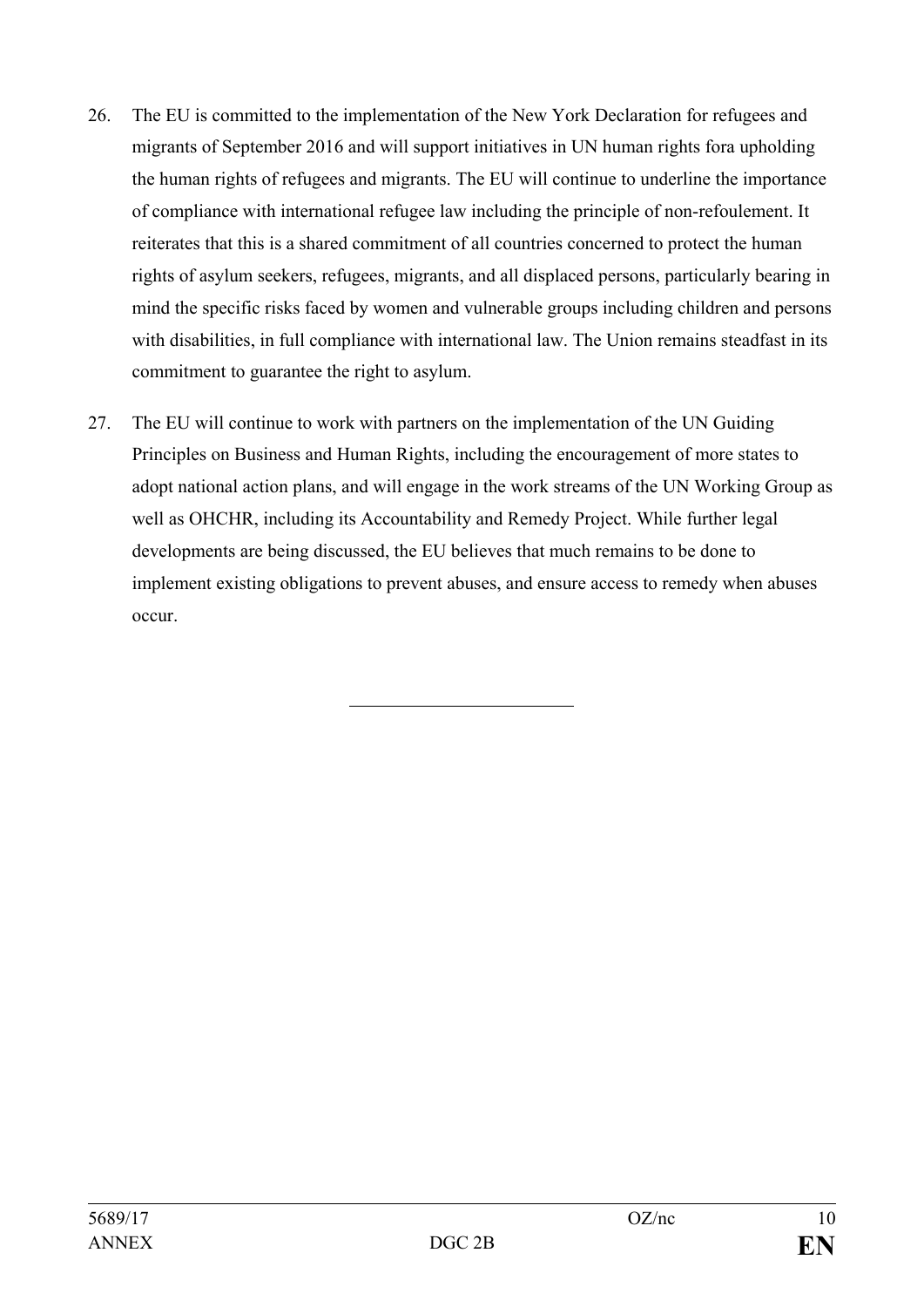26. The EU is committed to the implementation of the New York Declaration for refugees and migrants of September 2016 and will support initiatives in UN human rights fora upholding the human rights of refugees and migrants. The EU will continue to underline the importance of compliance with international refugee law including the principle of non-refoulement. It reiterates that this is a shared commitment of all countries concerned to protect the human rights of asylum seekers, refugees, migrants, and all displaced persons, particularly bearing in mind the specific risks faced by women and vulnerable groups including children and persons with disabilities, in full compliance with international law. The Union remains steadfast in its commitment to guarantee the right to asylum.

27. The EU will continue to work with partners on the implementation of the UN Guiding Principles on Business and Human Rights, including the encouragement of more states to adopt national action plans, and will engage in the work streams of the UN Working Group as well as OHCHR, including its Accountability and Remedy Project. While further legal developments are being discussed, the EU believes that much remains to be done to implement existing obligations to prevent abuses, and ensure access to remedy when abuses occur.

---